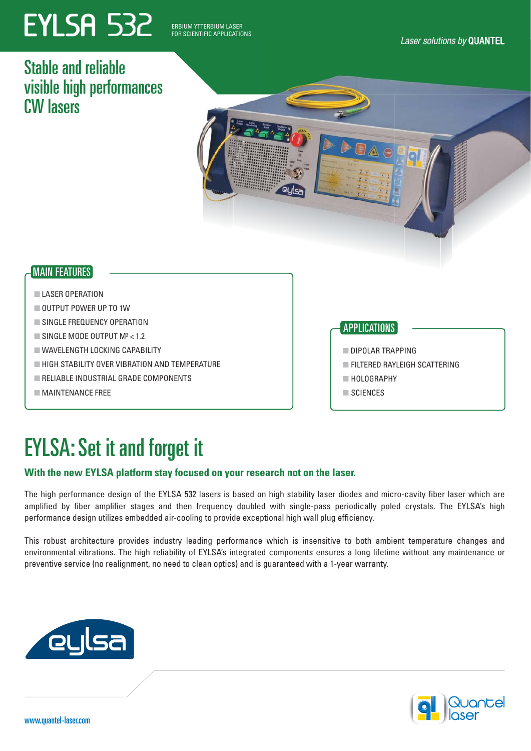# EYLSA 532

ERBIUM YTTERBIUM LASER
FOR SCIENTIFIC APPLICATIONS

*Laser solutions by* **QUANTEL**

## Stable and reliable visible high performances CW lasers

### MAIN FEATURES

- LASER OPERATION
- OUTPUT POWER UP TO 1W
- SINGLE FREQUENCY OPERATION
- SINGLE MODE OUTPUT M² < 1.2
- WAVELENGTH LOCKING CAPABILITY
- HIGH STABILITY OVER VIBRATION AND TEMPERATURE
- RELIABLE INDUSTRIAL GRADE COMPONENTS
- MAINTENANCE FREE

### APPLICATIONS

- DIPOLAR TRAPPING
- FILTERED RAYLEIGH SCATTERING
- HOLOGRAPHY
- SCIENCES

## EYLSA: Set it and forget it

**With the new EYLSA platform stay focused on your research not on the laser.**

The high performance design of the EYLSA 532 lasers is based on high stability laser diodes and micro-cavity fiber laser which are amplified by fiber amplifier stages and then frequency doubled with single-pass periodically poled crystals. The EYLSA's high performance design utilizes embedded air-cooling to provide exceptional high wall plug efficiency.

This robust architecture provides industry leading performance which is insensitive to both ambient temperature changes and environmental vibrations. The high reliability of EYLSA's integrated components ensures a long lifetime without any maintenance or preventive service (no realignment, no need to clean optics) and is guaranteed with a 1-year warranty.

eylsa

Quantel laser

www.quantel-laser.com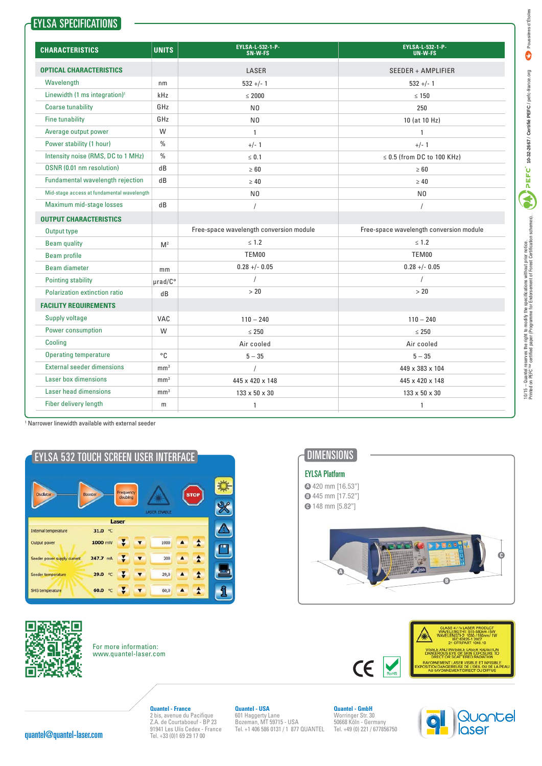## EYLSA SPECIFICATIONS

| CHARACTERISTICS | UNITS | EYLSA-L-532-1-P-SN-W-FS | EYLSA-L-532-1-P-UN-W-FS |
|---|---|---|---|
| **OPTICAL CHARACTERISTICS** | | LASER | SEEDER + AMPLIFIER |
| Wavelength | nm | 532 +/- 1 | 532 +/- 1 |
| Linewidth (1 ms integration)[1] | kHz | ≤ 2000 | ≤ 150 |
| Coarse tunability | GHz | NO | 250 |
| Fine tunability | GHz | NO | 10 (at 10 Hz) |
| Average output power | W | 1 | 1 |
| Power stability (1 hour) | % | +/- 1 | +/- 1 |
| Intensity noise (RMS, DC to 1 MHz) | % | ≤ 0.1 | ≤ 0.5 (from DC to 100 KHz) |
| OSNR (0.01 nm resolution) | dB | ≥ 60 | ≥ 60 |
| Fundamental wavelength rejection | dB | ≥ 40 | ≥ 40 |
| Mid-stage access at fundamental wavelength | | NO | NO |
| Maximum mid-stage losses | dB | / | / |
| **OUTPUT CHARACTERISTICS** | | | |
| Output type | | Free-space wavelength conversion module | Free-space wavelength conversion module |
| Beam quality | $M^2$ | ≤ 1.2 | ≤ 1.2 |
| Beam profile | | TEM00 | TEM00 |
| Beam diameter | mm | 0.28 +/- 0.05 | 0.28 +/- 0.05 |
| Pointing stability | µrad/C° | / | / |
| Polarization extinction ratio | dB | > 20 | > 20 |
| **FACILITY REQUIREMENTS** | | | |
| Supply voltage | VAC | 110 – 240 | 110 – 240 |
| Power consumption | W | ≤ 250 | ≤ 250 |
| Cooling | | Air cooled | Air cooled |
| Operating temperature | °C | 5 – 35 | 5 – 35 |
| External seeder dimensions | $mm^3$ | / | 449 x 383 x 104 |
| Laser box dimensions | $mm^3$ | 445 x 420 x 148 | 445 x 420 x 148 |
| Laser head dimensions | $mm^3$ | 133 x 50 x 30 | 133 x 50 x 30 |
| Fiber delivery length | m | 1 | 1 |

[1] Narrower linewidth available with external seeder

## EYLSA 532 TOUCH SCREEN USER INTERFACE

## DIMENSIONS

**EYLSA Platform**

- A 420 mm [16.53"]
- B 445 mm [17.52"]
- C 148 mm [5.82"]

For more information:
www.quantel-laser.com

CLASS 4 / IV LASER PRODUCT
WAVELENGTH1: 515-580nm / 5W
WAVELENGTH2: 1030-1160nm / 1W
IEC 60825-1 2007
21 CFR PART 1040.10
VISIBLE AND INVISIBLE LASER RADIATION
DANGEROUS EYE OR SKIN EXPOSURE TO DIRECT OR SCATTERED RADIATION
RAYONNEMENT LASER VISIBLE ET INVISIBLE
EXPOSITION DANGEREUSE DE L'OEIL OU DE LA PEAU AU RAYONNEMENT DIRECT OU DIFFUS

quantel@quantel-laser.com

**Quantel - France**
2 bis, avenue du Pacifique
Z.A. de Courtaboeuf - BP 23
91941 Les Ulis Cedex - France
Tel. +33 (0)1 69 29 17 00

**Quantel - USA**
601 Haggerty Lane
Bozeman, MT 59715 - USA
Tel. +1 406 586 0131 / 1 877 QUANTEL

**Quantel - GmbH**
Worringer Str. 30
50668 Köln - Germany
Tel. +49 (0) 221 / 677856750

10/15 – Quantel reserves the right to modify the specifications without prior notice.
Printed on PEFC™ certified paper (Programme for Endorsement of Forest Certification schemes).
10-32-2667 / Certifié PEFC / pefc-france.org